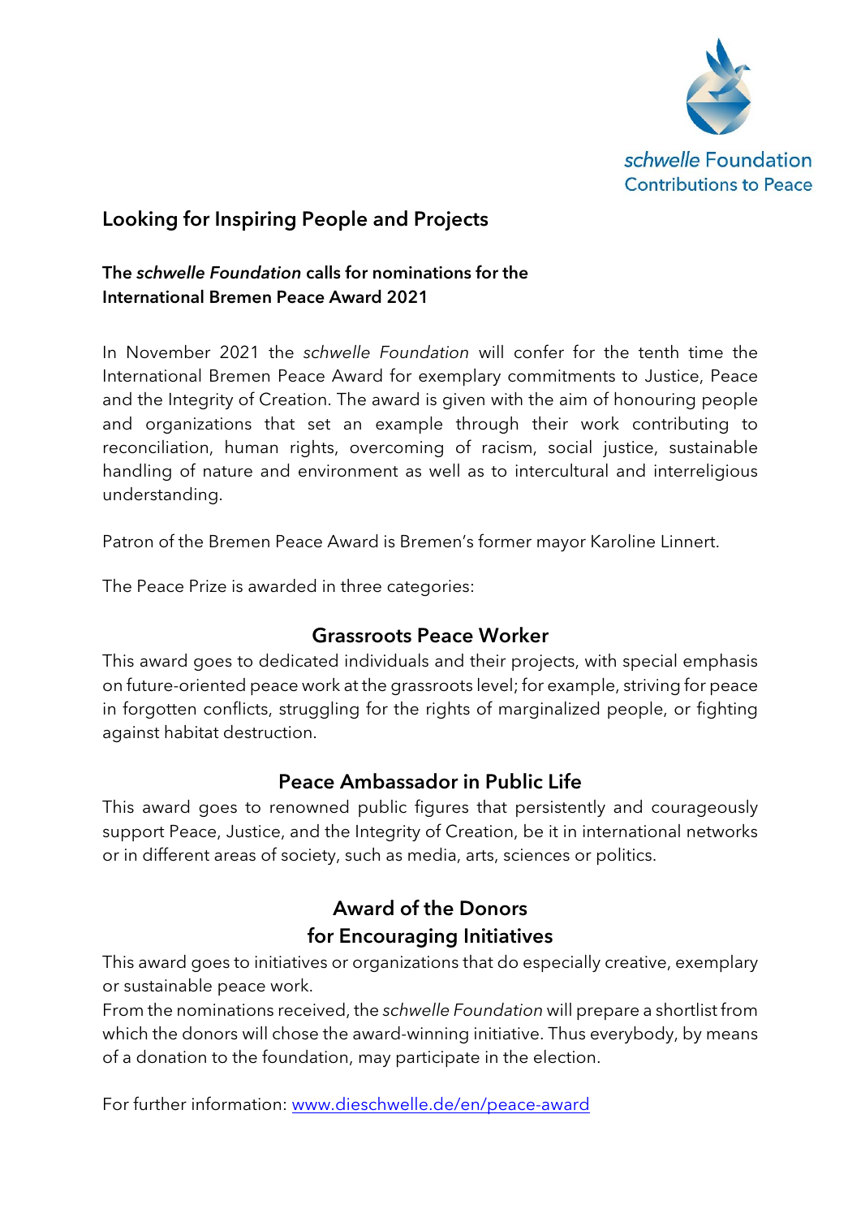schwelle Foundation
Contributions to Peace

## Looking for Inspiring People and Projects

**The *schwelle Foundation* calls for nominations for the International Bremen Peace Award 2021**

In November 2021 the *schwelle Foundation* will confer for the tenth time the International Bremen Peace Award for exemplary commitments to Justice, Peace and the Integrity of Creation. The award is given with the aim of honouring people and organizations that set an example through their work contributing to reconciliation, human rights, overcoming of racism, social justice, sustainable handling of nature and environment as well as to intercultural and interreligious understanding.

Patron of the Bremen Peace Award is Bremen's former mayor Karoline Linnert.

The Peace Prize is awarded in three categories:

### Grassroots Peace Worker

This award goes to dedicated individuals and their projects, with special emphasis on future-oriented peace work at the grassroots level; for example, striving for peace in forgotten conflicts, struggling for the rights of marginalized people, or fighting against habitat destruction.

### Peace Ambassador in Public Life

This award goes to renowned public figures that persistently and courageously support Peace, Justice, and the Integrity of Creation, be it in international networks or in different areas of society, such as media, arts, sciences or politics.

### Award of the Donors for Encouraging Initiatives

This award goes to initiatives or organizations that do especially creative, exemplary or sustainable peace work.
From the nominations received, the *schwelle Foundation* will prepare a shortlist from which the donors will chose the award-winning initiative. Thus everybody, by means of a donation to the foundation, may participate in the election.

For further information: [www.dieschwelle.de/en/peace-award](http://www.dieschwelle.de/en/peace-award)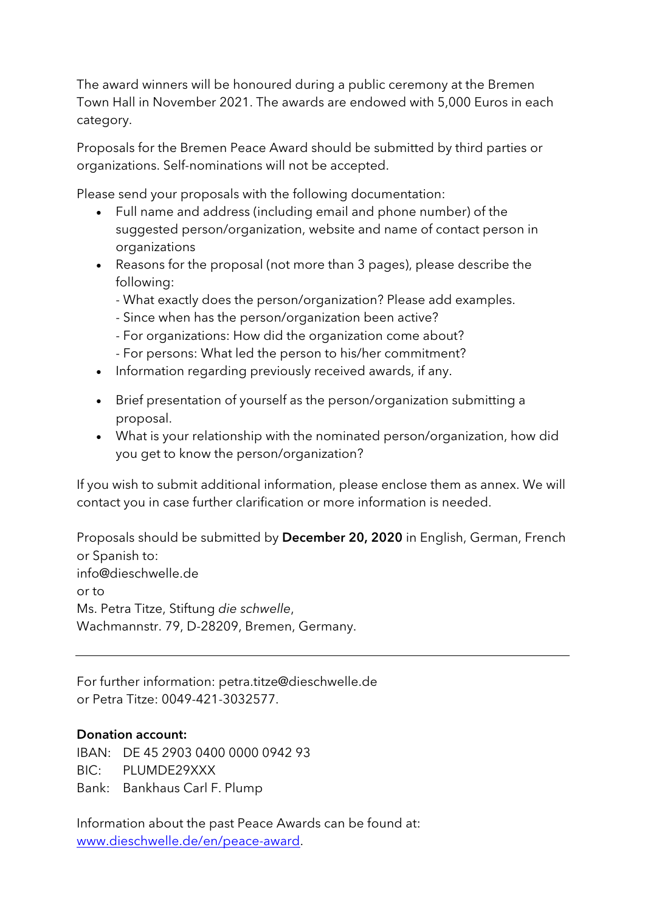The award winners will be honoured during a public ceremony at the Bremen Town Hall in November 2021. The awards are endowed with 5,000 Euros in each category.

Proposals for the Bremen Peace Award should be submitted by third parties or organizations. Self-nominations will not be accepted.

Please send your proposals with the following documentation:

- Full name and address (including email and phone number) of the suggested person/organization, website and name of contact person in organizations
- Reasons for the proposal (not more than 3 pages), please describe the following:
  - What exactly does the person/organization? Please add examples.
  - Since when has the person/organization been active?
  - For organizations: How did the organization come about?
  - For persons: What led the person to his/her commitment?
- Information regarding previously received awards, if any.
- Brief presentation of yourself as the person/organization submitting a proposal.
- What is your relationship with the nominated person/organization, how did you get to know the person/organization?

If you wish to submit additional information, please enclose them as annex. We will contact you in case further clarification or more information is needed.

Proposals should be submitted by **December 20, 2020** in English, German, French or Spanish to:
info@dieschwelle.de
or to
Ms. Petra Titze, Stiftung *die schwelle*,
Wachmannstr. 79, D-28209, Bremen, Germany.

---

For further information: petra.titze@dieschwelle.de
or Petra Titze: 0049-421-3032577.

**Donation account:**
IBAN: DE 45 2903 0400 0000 0942 93
BIC: PLUMDE29XXX
Bank: Bankhaus Carl F. Plump

Information about the past Peace Awards can be found at:
[www.dieschwelle.de/en/peace-award](www.dieschwelle.de/en/peace-award).